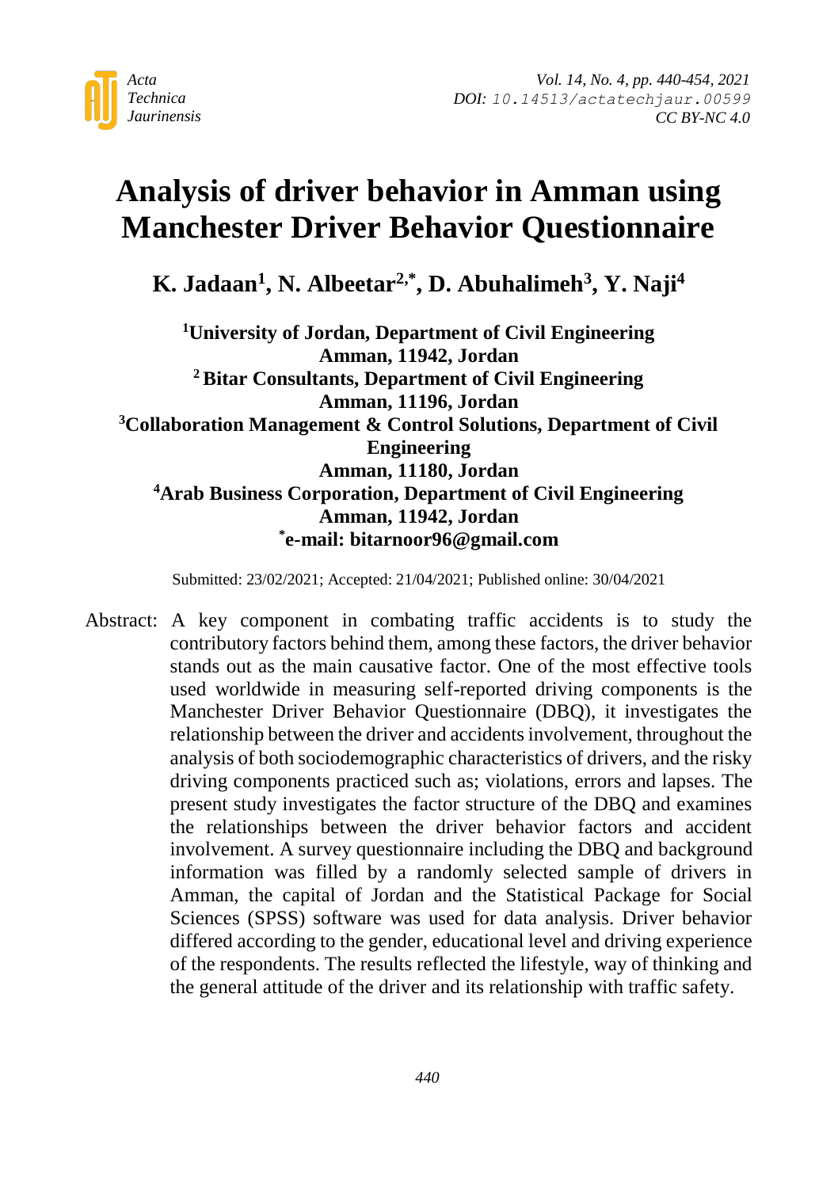# Analysis of driver behavior in Amman using Manchester Driver Behavior Questionnaire

**K. Jadaan[1], N. Albeetar[2,*], D. Abuhalimeh[3], Y. Naji[4]**

**[1]University of Jordan, Department of Civil Engineering**
**Amman, 11942, Jordan**
**[2] Bitar Consultants, Department of Civil Engineering**
**Amman, 11196, Jordan**
**[3]Collaboration Management & Control Solutions, Department of Civil Engineering**
**Amman, 11180, Jordan**
**[4]Arab Business Corporation, Department of Civil Engineering**
**Amman, 11942, Jordan**
**[*]e-mail: bitarnoor96@gmail.com**

Submitted: 23/02/2021; Accepted: 21/04/2021; Published online: 30/04/2021

Abstract: A key component in combating traffic accidents is to study the contributory factors behind them, among these factors, the driver behavior stands out as the main causative factor. One of the most effective tools used worldwide in measuring self-reported driving components is the Manchester Driver Behavior Questionnaire (DBQ), it investigates the relationship between the driver and accidents involvement, throughout the analysis of both sociodemographic characteristics of drivers, and the risky driving components practiced such as; violations, errors and lapses. The present study investigates the factor structure of the DBQ and examines the relationships between the driver behavior factors and accident involvement. A survey questionnaire including the DBQ and background information was filled by a randomly selected sample of drivers in Amman, the capital of Jordan and the Statistical Package for Social Sciences (SPSS) software was used for data analysis. Driver behavior differed according to the gender, educational level and driving experience of the respondents. The results reflected the lifestyle, way of thinking and the general attitude of the driver and its relationship with traffic safety.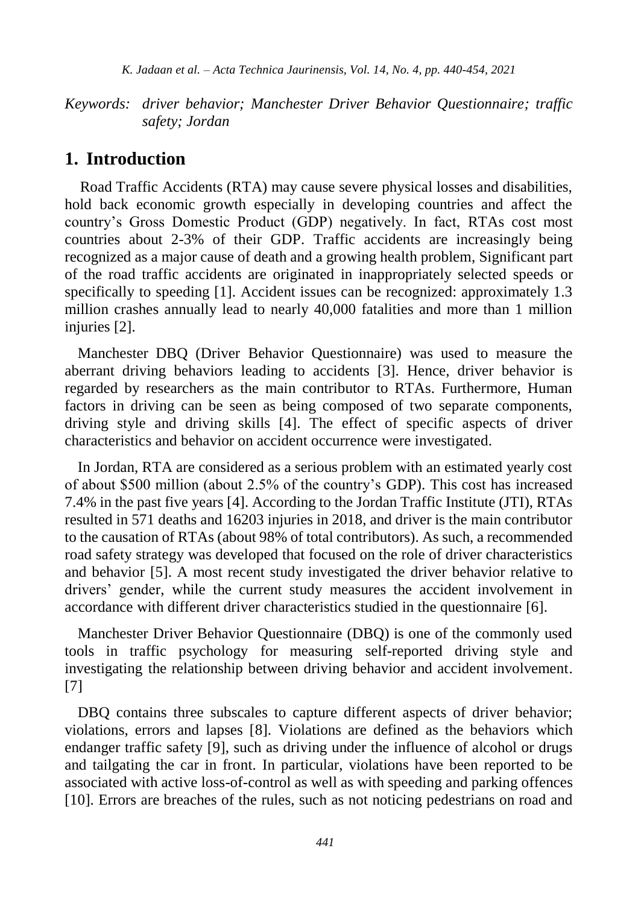*Keywords: driver behavior; Manchester Driver Behavior Questionnaire; traffic safety; Jordan*

## 1. Introduction

Road Traffic Accidents (RTA) may cause severe physical losses and disabilities, hold back economic growth especially in developing countries and affect the country's Gross Domestic Product (GDP) negatively. In fact, RTAs cost most countries about 2-3% of their GDP. Traffic accidents are increasingly being recognized as a major cause of death and a growing health problem, Significant part of the road traffic accidents are originated in inappropriately selected speeds or specifically to speeding [1]. Accident issues can be recognized: approximately 1.3 million crashes annually lead to nearly 40,000 fatalities and more than 1 million injuries [2].

Manchester DBQ (Driver Behavior Questionnaire) was used to measure the aberrant driving behaviors leading to accidents [3]. Hence, driver behavior is regarded by researchers as the main contributor to RTAs. Furthermore, Human factors in driving can be seen as being composed of two separate components, driving style and driving skills [4]. The effect of specific aspects of driver characteristics and behavior on accident occurrence were investigated.

In Jordan, RTA are considered as a serious problem with an estimated yearly cost of about $500 million (about 2.5% of the country's GDP). This cost has increased 7.4% in the past five years [4]. According to the Jordan Traffic Institute (JTI), RTAs resulted in 571 deaths and 16203 injuries in 2018, and driver is the main contributor to the causation of RTAs (about 98% of total contributors). As such, a recommended road safety strategy was developed that focused on the role of driver characteristics and behavior [5]. A most recent study investigated the driver behavior relative to drivers' gender, while the current study measures the accident involvement in accordance with different driver characteristics studied in the questionnaire [6].

Manchester Driver Behavior Questionnaire (DBQ) is one of the commonly used tools in traffic psychology for measuring self-reported driving style and investigating the relationship between driving behavior and accident involvement. [7]

DBQ contains three subscales to capture different aspects of driver behavior; violations, errors and lapses [8]. Violations are defined as the behaviors which endanger traffic safety [9], such as driving under the influence of alcohol or drugs and tailgating the car in front. In particular, violations have been reported to be associated with active loss-of-control as well as with speeding and parking offences [10]. Errors are breaches of the rules, such as not noticing pedestrians on road and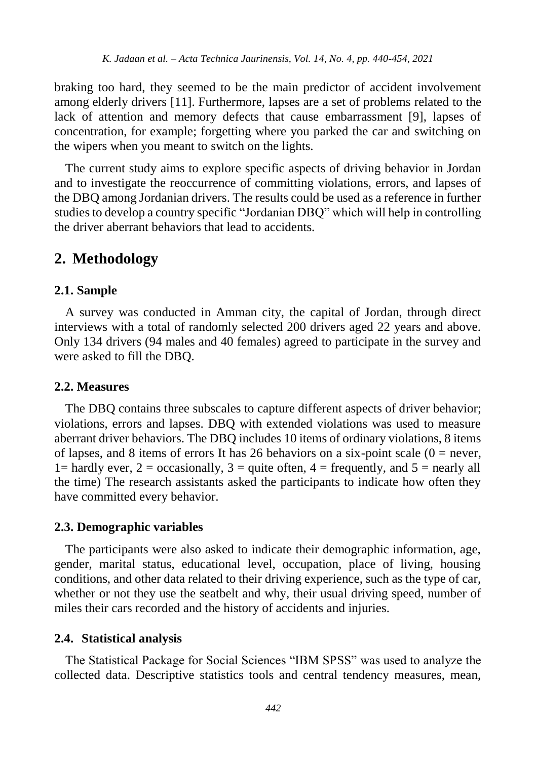braking too hard, they seemed to be the main predictor of accident involvement among elderly drivers [11]. Furthermore, lapses are a set of problems related to the lack of attention and memory defects that cause embarrassment [9], lapses of concentration, for example; forgetting where you parked the car and switching on the wipers when you meant to switch on the lights.

The current study aims to explore specific aspects of driving behavior in Jordan and to investigate the reoccurrence of committing violations, errors, and lapses of the DBQ among Jordanian drivers. The results could be used as a reference in further studies to develop a country specific "Jordanian DBQ" which will help in controlling the driver aberrant behaviors that lead to accidents.

## 2. Methodology

### 2.1. Sample

A survey was conducted in Amman city, the capital of Jordan, through direct interviews with a total of randomly selected 200 drivers aged 22 years and above. Only 134 drivers (94 males and 40 females) agreed to participate in the survey and were asked to fill the DBQ.

### 2.2. Measures

The DBQ contains three subscales to capture different aspects of driver behavior; violations, errors and lapses. DBQ with extended violations was used to measure aberrant driver behaviors. The DBQ includes 10 items of ordinary violations, 8 items of lapses, and 8 items of errors It has 26 behaviors on a six-point scale (0 = never, 1= hardly ever, 2 = occasionally, 3 = quite often, 4 = frequently, and 5 = nearly all the time) The research assistants asked the participants to indicate how often they have committed every behavior.

### 2.3. Demographic variables

The participants were also asked to indicate their demographic information, age, gender, marital status, educational level, occupation, place of living, housing conditions, and other data related to their driving experience, such as the type of car, whether or not they use the seatbelt and why, their usual driving speed, number of miles their cars recorded and the history of accidents and injuries.

### 2.4. Statistical analysis

The Statistical Package for Social Sciences "IBM SPSS" was used to analyze the collected data. Descriptive statistics tools and central tendency measures, mean,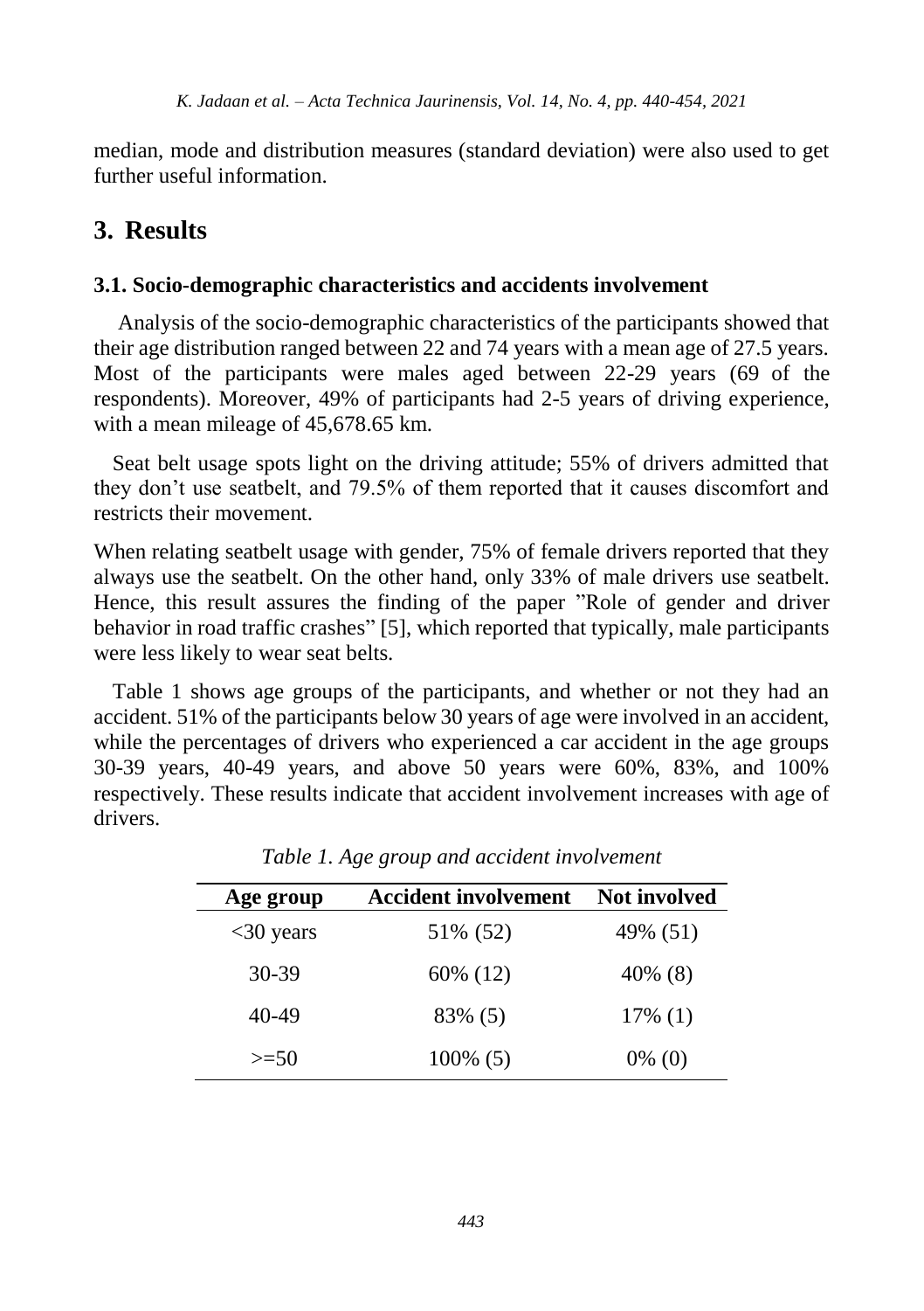median, mode and distribution measures (standard deviation) were also used to get further useful information.

# 3. Results

## 3.1. Socio-demographic characteristics and accidents involvement

Analysis of the socio-demographic characteristics of the participants showed that their age distribution ranged between 22 and 74 years with a mean age of 27.5 years. Most of the participants were males aged between 22-29 years (69 of the respondents). Moreover, 49% of participants had 2-5 years of driving experience, with a mean mileage of 45,678.65 km.

Seat belt usage spots light on the driving attitude; 55% of drivers admitted that they don't use seatbelt, and 79.5% of them reported that it causes discomfort and restricts their movement.

When relating seatbelt usage with gender, 75% of female drivers reported that they always use the seatbelt. On the other hand, only 33% of male drivers use seatbelt. Hence, this result assures the finding of the paper "Role of gender and driver behavior in road traffic crashes" [5], which reported that typically, male participants were less likely to wear seat belts.

Table 1 shows age groups of the participants, and whether or not they had an accident. 51% of the participants below 30 years of age were involved in an accident, while the percentages of drivers who experienced a car accident in the age groups 30-39 years, 40-49 years, and above 50 years were 60%, 83%, and 100% respectively. These results indicate that accident involvement increases with age of drivers.

*Table 1. Age group and accident involvement*

| Age group | Accident involvement | Not involved |
| --- | --- | --- |
| <30 years | 51% (52) | 49% (51) |
| 30-39 | 60% (12) | 40% (8) |
| 40-49 | 83% (5) | 17% (1) |
| >=50 | 100% (5) | 0% (0) |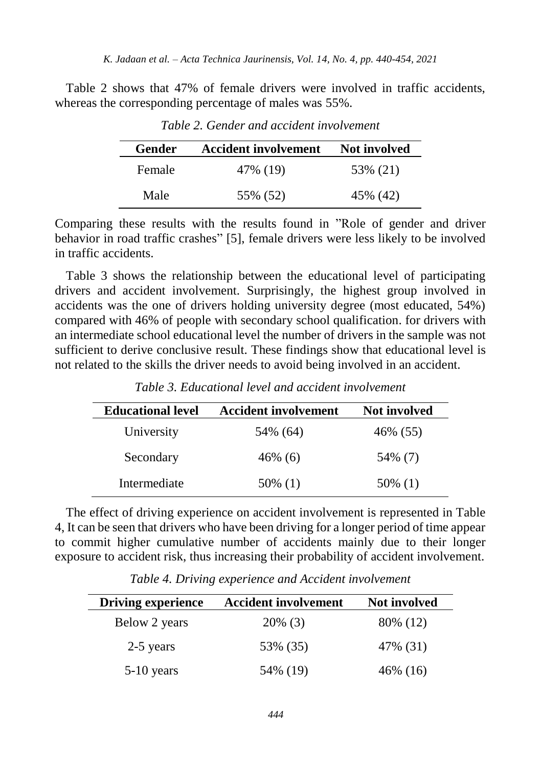Table 2 shows that 47% of female drivers were involved in traffic accidents, whereas the corresponding percentage of males was 55%.

*Table 2. Gender and accident involvement*

| Gender | Accident involvement | Not involved |
|---|---|---|
| Female | 47% (19) | 53% (21) |
| Male | 55% (52) | 45% (42) |

Comparing these results with the results found in "Role of gender and driver behavior in road traffic crashes" [5], female drivers were less likely to be involved in traffic accidents.

Table 3 shows the relationship between the educational level of participating drivers and accident involvement. Surprisingly, the highest group involved in accidents was the one of drivers holding university degree (most educated, 54%) compared with 46% of people with secondary school qualification. for drivers with an intermediate school educational level the number of drivers in the sample was not sufficient to derive conclusive result. These findings show that educational level is not related to the skills the driver needs to avoid being involved in an accident.

*Table 3. Educational level and accident involvement*

| Educational level | Accident involvement | Not involved |
|---|---|---|
| University | 54% (64) | 46% (55) |
| Secondary | 46% (6) | 54% (7) |
| Intermediate | 50% (1) | 50% (1) |

The effect of driving experience on accident involvement is represented in Table 4, It can be seen that drivers who have been driving for a longer period of time appear to commit higher cumulative number of accidents mainly due to their longer exposure to accident risk, thus increasing their probability of accident involvement.

*Table 4. Driving experience and Accident involvement*

| Driving experience | Accident involvement | Not involved |
|---|---|---|
| Below 2 years | 20% (3) | 80% (12) |
| 2-5 years | 53% (35) | 47% (31) |
| 5-10 years | 54% (19) | 46% (16) |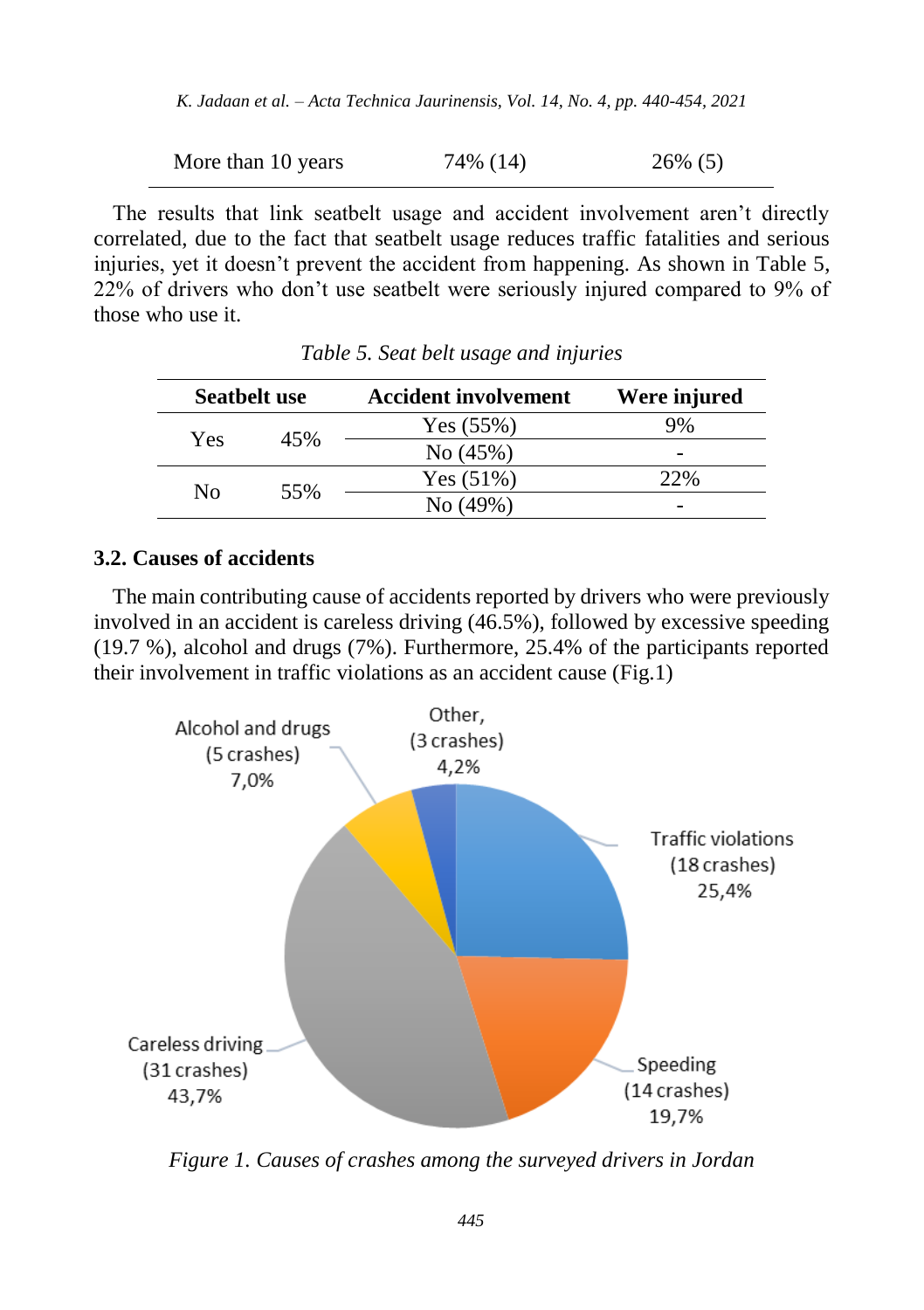| More than 10 years | 74% (14) | 26% (5) |
|---|---|---|

The results that link seatbelt usage and accident involvement aren't directly correlated, due to the fact that seatbelt usage reduces traffic fatalities and serious injuries, yet it doesn't prevent the accident from happening. As shown in Table 5, 22% of drivers who don't use seatbelt were seriously injured compared to 9% of those who use it.

*Table 5. Seat belt usage and injuries*

| Seatbelt use | | Accident involvement | Were injured |
|---|---|---|---|
| Yes | 45% | Yes (55%) | 9% |
| | | No (45%) | - |
| No | 55% | Yes (51%) | 22% |
| | | No (49%) | - |

### 3.2. Causes of accidents

The main contributing cause of accidents reported by drivers who were previously involved in an accident is careless driving (46.5%), followed by excessive speeding (19.7 %), alcohol and drugs (7%). Furthermore, 25.4% of the participants reported their involvement in traffic violations as an accident cause (Fig.1)

*Figure 1. Causes of crashes among the surveyed drivers in Jordan*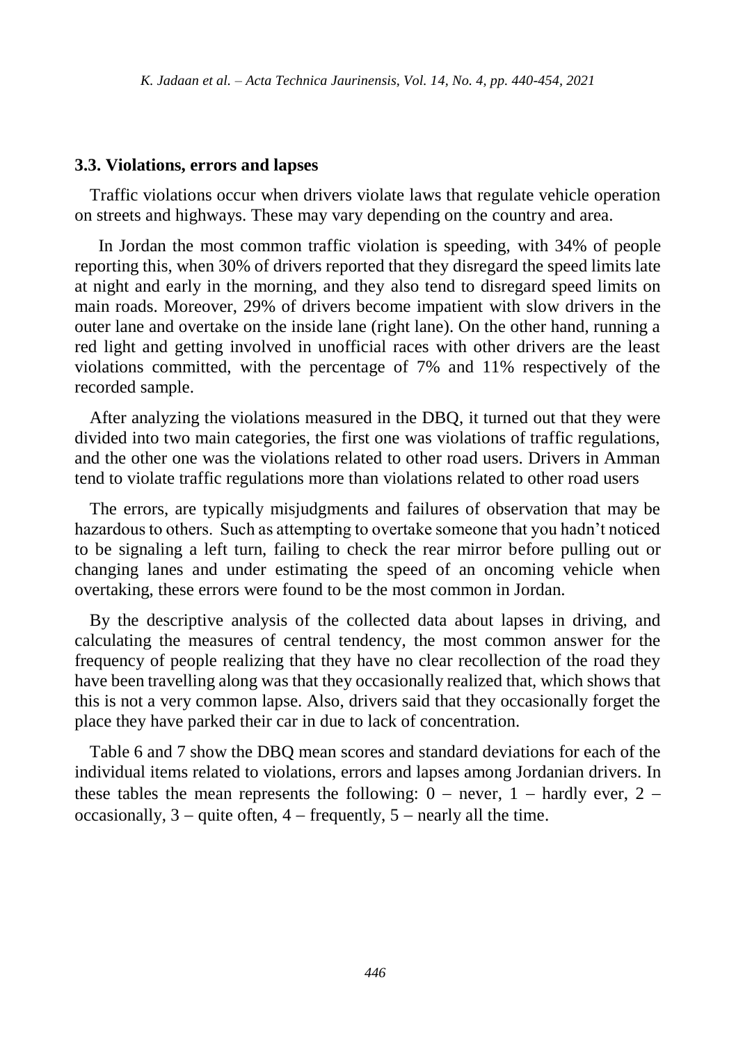### 3.3. Violations, errors and lapses

Traffic violations occur when drivers violate laws that regulate vehicle operation on streets and highways. These may vary depending on the country and area.

In Jordan the most common traffic violation is speeding, with 34% of people reporting this, when 30% of drivers reported that they disregard the speed limits late at night and early in the morning, and they also tend to disregard speed limits on main roads. Moreover, 29% of drivers become impatient with slow drivers in the outer lane and overtake on the inside lane (right lane). On the other hand, running a red light and getting involved in unofficial races with other drivers are the least violations committed, with the percentage of 7% and 11% respectively of the recorded sample.

After analyzing the violations measured in the DBQ, it turned out that they were divided into two main categories, the first one was violations of traffic regulations, and the other one was the violations related to other road users. Drivers in Amman tend to violate traffic regulations more than violations related to other road users

The errors, are typically misjudgments and failures of observation that may be hazardous to others. Such as attempting to overtake someone that you hadn't noticed to be signaling a left turn, failing to check the rear mirror before pulling out or changing lanes and under estimating the speed of an oncoming vehicle when overtaking, these errors were found to be the most common in Jordan.

By the descriptive analysis of the collected data about lapses in driving, and calculating the measures of central tendency, the most common answer for the frequency of people realizing that they have no clear recollection of the road they have been travelling along was that they occasionally realized that, which shows that this is not a very common lapse. Also, drivers said that they occasionally forget the place they have parked their car in due to lack of concentration.

Table 6 and 7 show the DBQ mean scores and standard deviations for each of the individual items related to violations, errors and lapses among Jordanian drivers. In these tables the mean represents the following: 0 – never, 1 – hardly ever, 2 – occasionally, 3 – quite often, 4 – frequently, 5 – nearly all the time.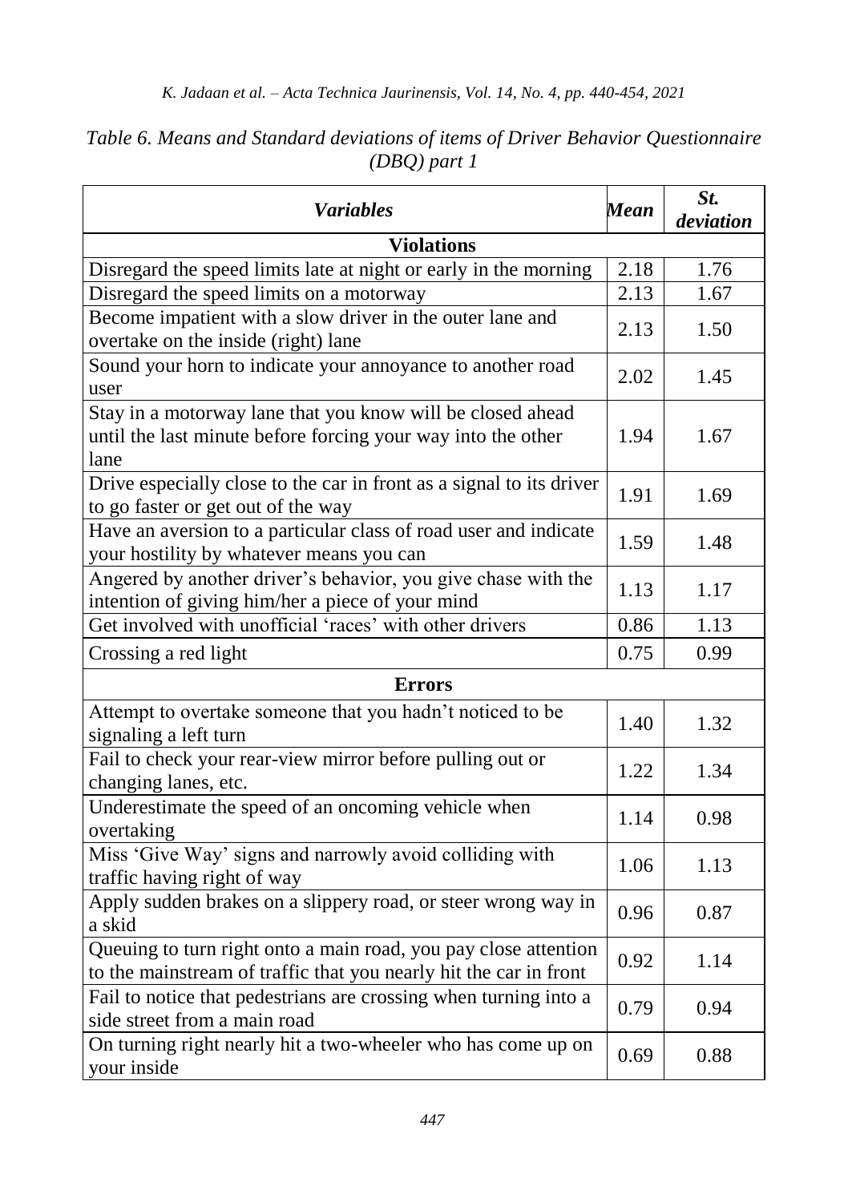*Table 6. Means and Standard deviations of items of Driver Behavior Questionnaire (DBQ) part 1*

| ***Variables*** | ***Mean*** | ***St. deviation*** |
|---|---|---|
| **Violations** | | |
| Disregard the speed limits late at night or early in the morning | 2.18 | 1.76 |
| Disregard the speed limits on a motorway | 2.13 | 1.67 |
| Become impatient with a slow driver in the outer lane and overtake on the inside (right) lane | 2.13 | 1.50 |
| Sound your horn to indicate your annoyance to another road user | 2.02 | 1.45 |
| Stay in a motorway lane that you know will be closed ahead until the last minute before forcing your way into the other lane | 1.94 | 1.67 |
| Drive especially close to the car in front as a signal to its driver to go faster or get out of the way | 1.91 | 1.69 |
| Have an aversion to a particular class of road user and indicate your hostility by whatever means you can | 1.59 | 1.48 |
| Angered by another driver's behavior, you give chase with the intention of giving him/her a piece of your mind | 1.13 | 1.17 |
| Get involved with unofficial 'races' with other drivers | 0.86 | 1.13 |
| Crossing a red light | 0.75 | 0.99 |
| **Errors** | | |
| Attempt to overtake someone that you hadn't noticed to be signaling a left turn | 1.40 | 1.32 |
| Fail to check your rear-view mirror before pulling out or changing lanes, etc. | 1.22 | 1.34 |
| Underestimate the speed of an oncoming vehicle when overtaking | 1.14 | 0.98 |
| Miss 'Give Way' signs and narrowly avoid colliding with traffic having right of way | 1.06 | 1.13 |
| Apply sudden brakes on a slippery road, or steer wrong way in a skid | 0.96 | 0.87 |
| Queuing to turn right onto a main road, you pay close attention to the mainstream of traffic that you nearly hit the car in front | 0.92 | 1.14 |
| Fail to notice that pedestrians are crossing when turning into a side street from a main road | 0.79 | 0.94 |
| On turning right nearly hit a two-wheeler who has come up on your inside | 0.69 | 0.88 |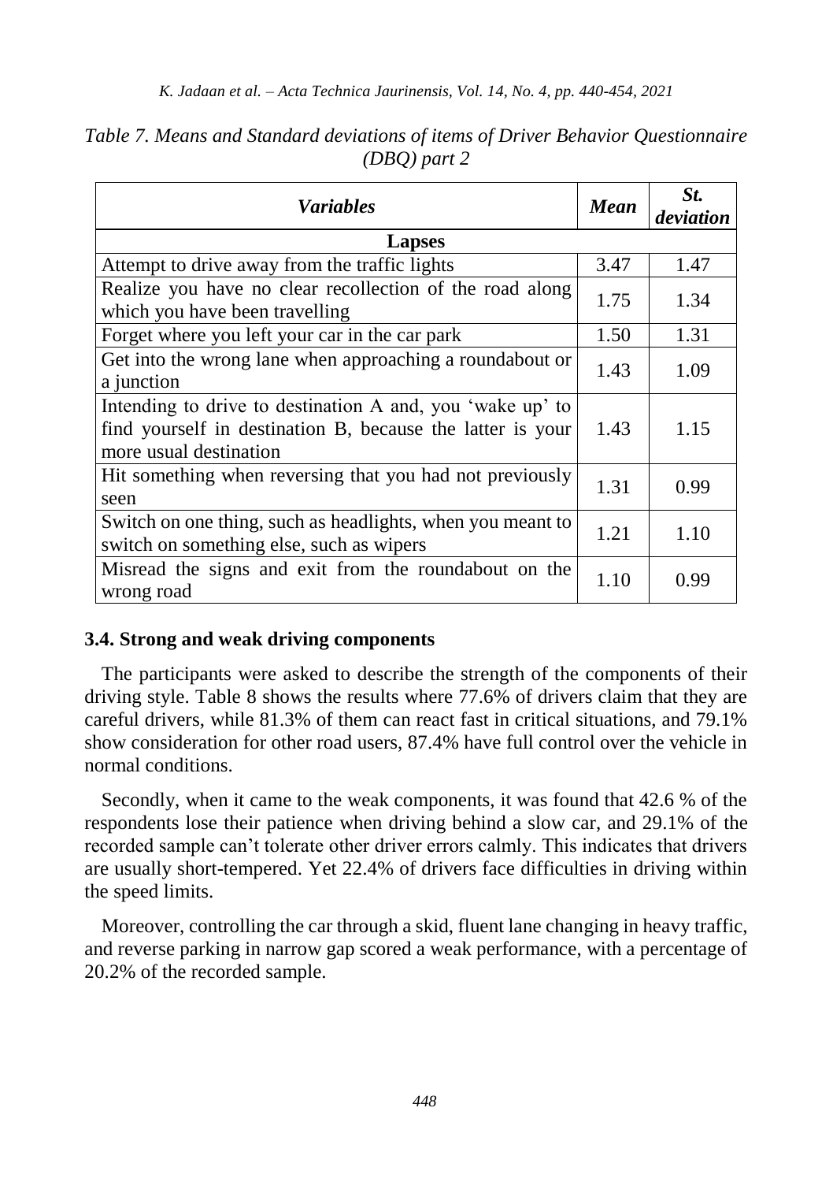*Table 7. Means and Standard deviations of items of Driver Behavior Questionnaire (DBQ) part 2*

| ***Variables*** | ***Mean*** | ***St. deviation*** |
|---|---|---|
| **Lapses** | | |
| Attempt to drive away from the traffic lights | 3.47 | 1.47 |
| Realize you have no clear recollection of the road along which you have been travelling | 1.75 | 1.34 |
| Forget where you left your car in the car park | 1.50 | 1.31 |
| Get into the wrong lane when approaching a roundabout or a junction | 1.43 | 1.09 |
| Intending to drive to destination A and, you 'wake up' to find yourself in destination B, because the latter is your more usual destination | 1.43 | 1.15 |
| Hit something when reversing that you had not previously seen | 1.31 | 0.99 |
| Switch on one thing, such as headlights, when you meant to switch on something else, such as wipers | 1.21 | 1.10 |
| Misread the signs and exit from the roundabout on the wrong road | 1.10 | 0.99 |

### 3.4. Strong and weak driving components

The participants were asked to describe the strength of the components of their driving style. Table 8 shows the results where 77.6% of drivers claim that they are careful drivers, while 81.3% of them can react fast in critical situations, and 79.1% show consideration for other road users, 87.4% have full control over the vehicle in normal conditions.

Secondly, when it came to the weak components, it was found that 42.6 % of the respondents lose their patience when driving behind a slow car, and 29.1% of the recorded sample can't tolerate other driver errors calmly. This indicates that drivers are usually short-tempered. Yet 22.4% of drivers face difficulties in driving within the speed limits.

Moreover, controlling the car through a skid, fluent lane changing in heavy traffic, and reverse parking in narrow gap scored a weak performance, with a percentage of 20.2% of the recorded sample.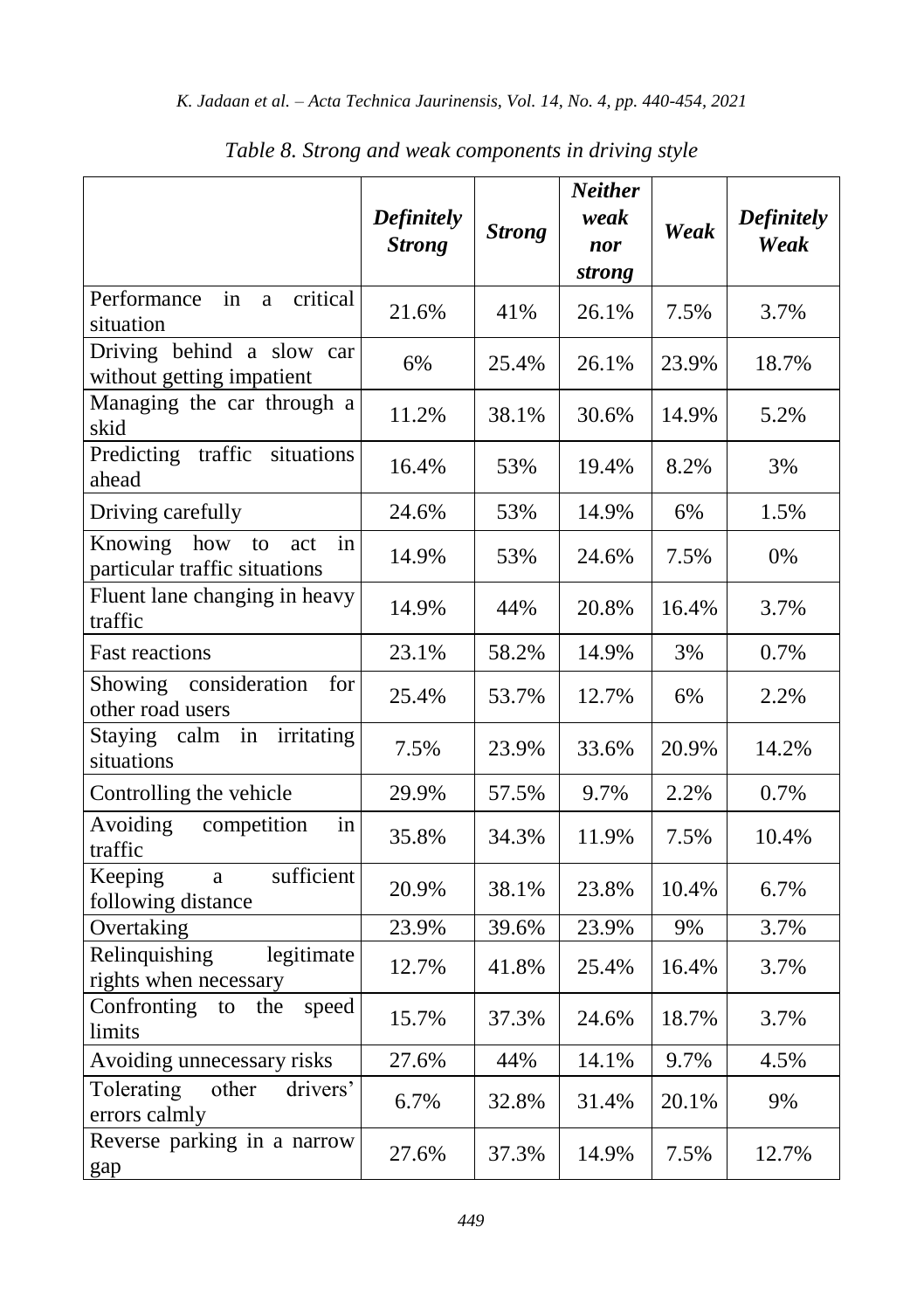*Table 8. Strong and weak components in driving style*

| | ***Definitely Strong*** | ***Strong*** | ***Neither weak nor strong*** | ***Weak*** | ***Definitely Weak*** |
|---|---|---|---|---|---|
| Performance in a critical situation | 21.6% | 41% | 26.1% | 7.5% | 3.7% |
| Driving behind a slow car without getting impatient | 6% | 25.4% | 26.1% | 23.9% | 18.7% |
| Managing the car through a skid | 11.2% | 38.1% | 30.6% | 14.9% | 5.2% |
| Predicting traffic situations ahead | 16.4% | 53% | 19.4% | 8.2% | 3% |
| Driving carefully | 24.6% | 53% | 14.9% | 6% | 1.5% |
| Knowing how to act in particular traffic situations | 14.9% | 53% | 24.6% | 7.5% | 0% |
| Fluent lane changing in heavy traffic | 14.9% | 44% | 20.8% | 16.4% | 3.7% |
| Fast reactions | 23.1% | 58.2% | 14.9% | 3% | 0.7% |
| Showing consideration for other road users | 25.4% | 53.7% | 12.7% | 6% | 2.2% |
| Staying calm in irritating situations | 7.5% | 23.9% | 33.6% | 20.9% | 14.2% |
| Controlling the vehicle | 29.9% | 57.5% | 9.7% | 2.2% | 0.7% |
| Avoiding competition in traffic | 35.8% | 34.3% | 11.9% | 7.5% | 10.4% |
| Keeping a sufficient following distance | 20.9% | 38.1% | 23.8% | 10.4% | 6.7% |
| Overtaking | 23.9% | 39.6% | 23.9% | 9% | 3.7% |
| Relinquishing legitimate rights when necessary | 12.7% | 41.8% | 25.4% | 16.4% | 3.7% |
| Confronting to the speed limits | 15.7% | 37.3% | 24.6% | 18.7% | 3.7% |
| Avoiding unnecessary risks | 27.6% | 44% | 14.1% | 9.7% | 4.5% |
| Tolerating other drivers' errors calmly | 6.7% | 32.8% | 31.4% | 20.1% | 9% |
| Reverse parking in a narrow gap | 27.6% | 37.3% | 14.9% | 7.5% | 12.7% |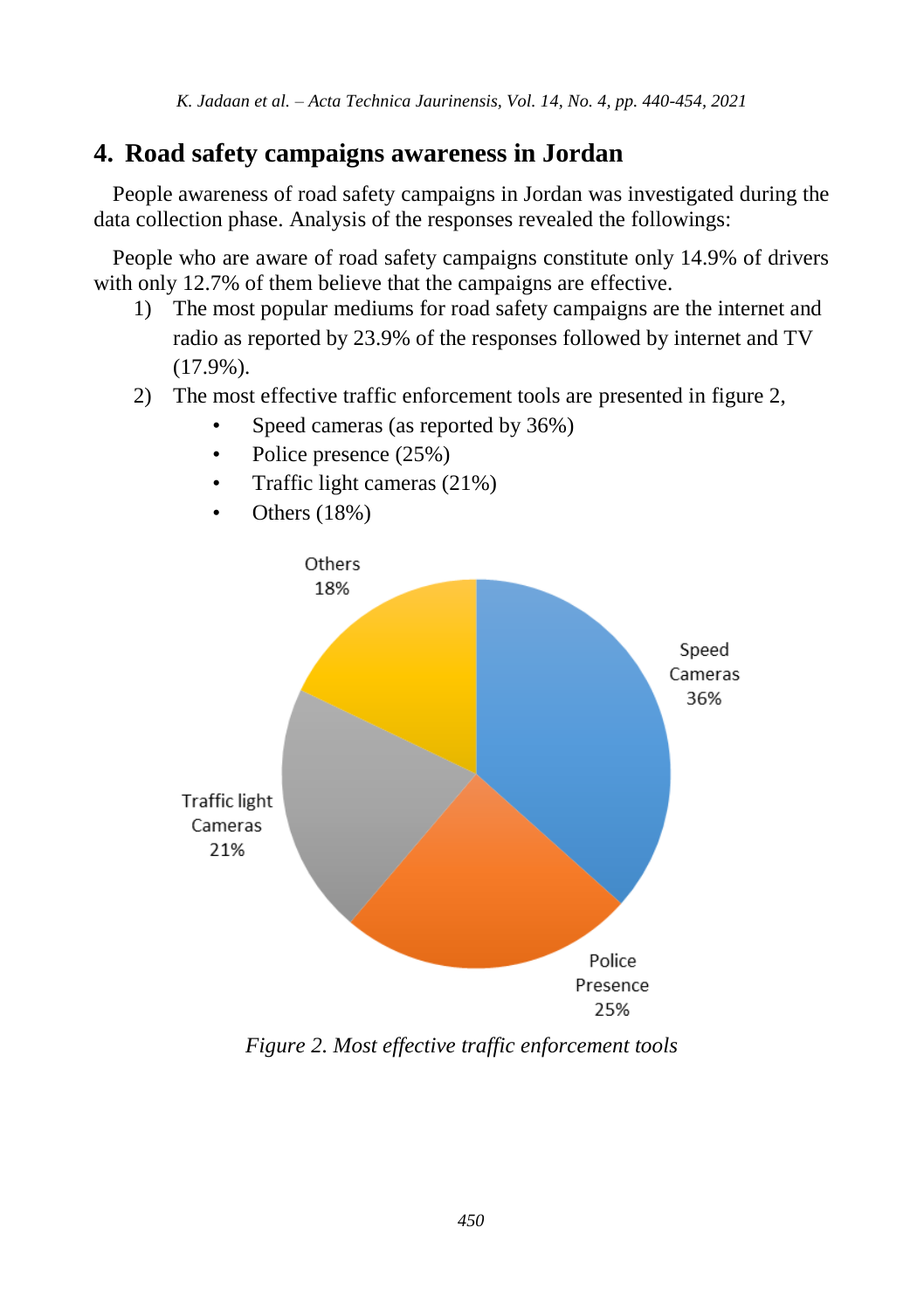## 4. Road safety campaigns awareness in Jordan

People awareness of road safety campaigns in Jordan was investigated during the data collection phase. Analysis of the responses revealed the followings:

People who are aware of road safety campaigns constitute only 14.9% of drivers with only 12.7% of them believe that the campaigns are effective.

1) The most popular mediums for road safety campaigns are the internet and radio as reported by 23.9% of the responses followed by internet and TV (17.9%).
2) The most effective traffic enforcement tools are presented in figure 2,
    - Speed cameras (as reported by 36%)
    - Police presence (25%)
    - Traffic light cameras (21%)
    - Others (18%)

*Figure 2. Most effective traffic enforcement tools*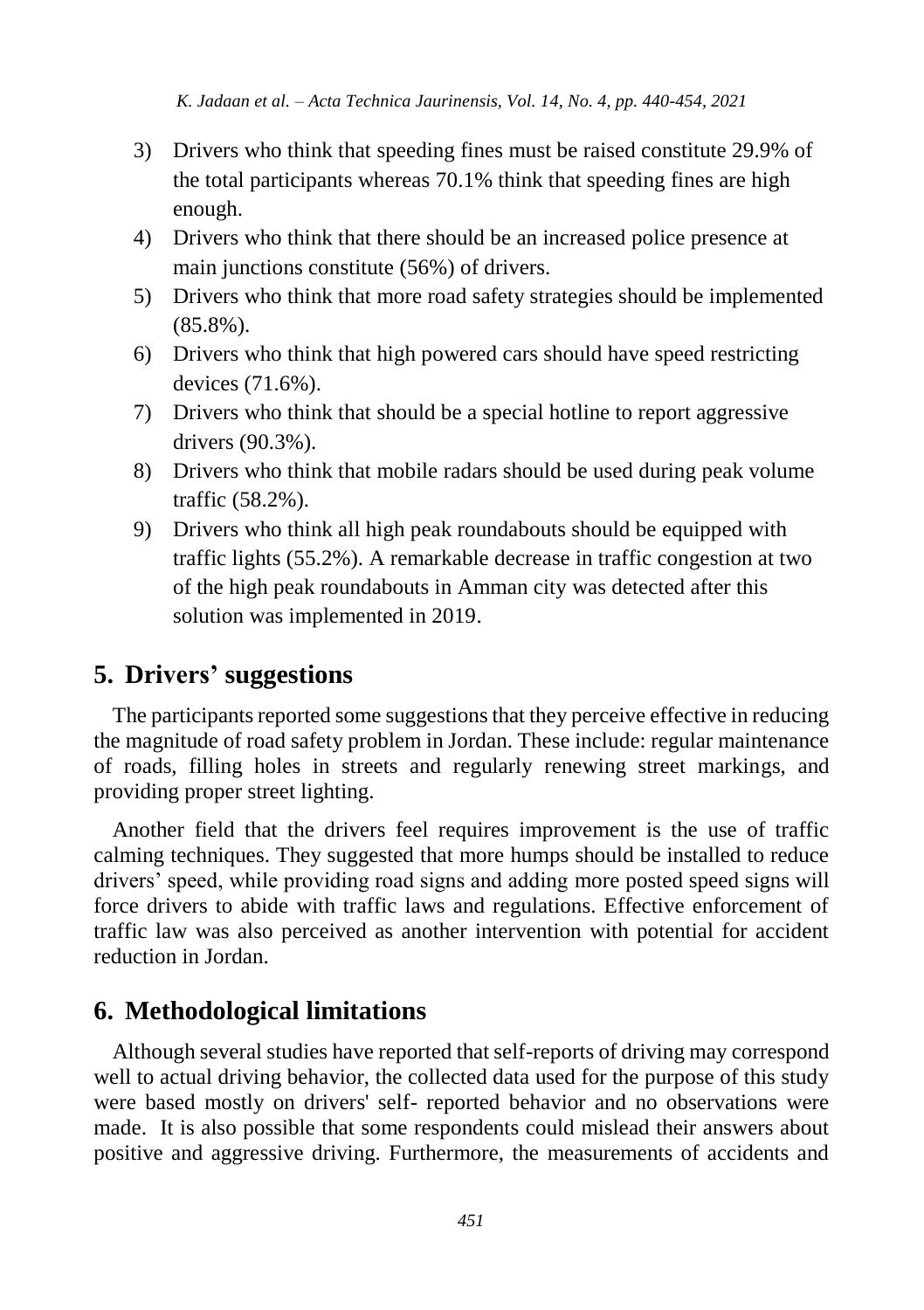3) Drivers who think that speeding fines must be raised constitute 29.9% of the total participants whereas 70.1% think that speeding fines are high enough.
4) Drivers who think that there should be an increased police presence at main junctions constitute (56%) of drivers.
5) Drivers who think that more road safety strategies should be implemented (85.8%).
6) Drivers who think that high powered cars should have speed restricting devices (71.6%).
7) Drivers who think that should be a special hotline to report aggressive drivers (90.3%).
8) Drivers who think that mobile radars should be used during peak volume traffic (58.2%).
9) Drivers who think all high peak roundabouts should be equipped with traffic lights (55.2%). A remarkable decrease in traffic congestion at two of the high peak roundabouts in Amman city was detected after this solution was implemented in 2019.

## 5. Drivers' suggestions

The participants reported some suggestions that they perceive effective in reducing the magnitude of road safety problem in Jordan. These include: regular maintenance of roads, filling holes in streets and regularly renewing street markings, and providing proper street lighting.

Another field that the drivers feel requires improvement is the use of traffic calming techniques. They suggested that more humps should be installed to reduce drivers' speed, while providing road signs and adding more posted speed signs will force drivers to abide with traffic laws and regulations. Effective enforcement of traffic law was also perceived as another intervention with potential for accident reduction in Jordan.

## 6. Methodological limitations

Although several studies have reported that self-reports of driving may correspond well to actual driving behavior, the collected data used for the purpose of this study were based mostly on drivers' self- reported behavior and no observations were made. It is also possible that some respondents could mislead their answers about positive and aggressive driving. Furthermore, the measurements of accidents and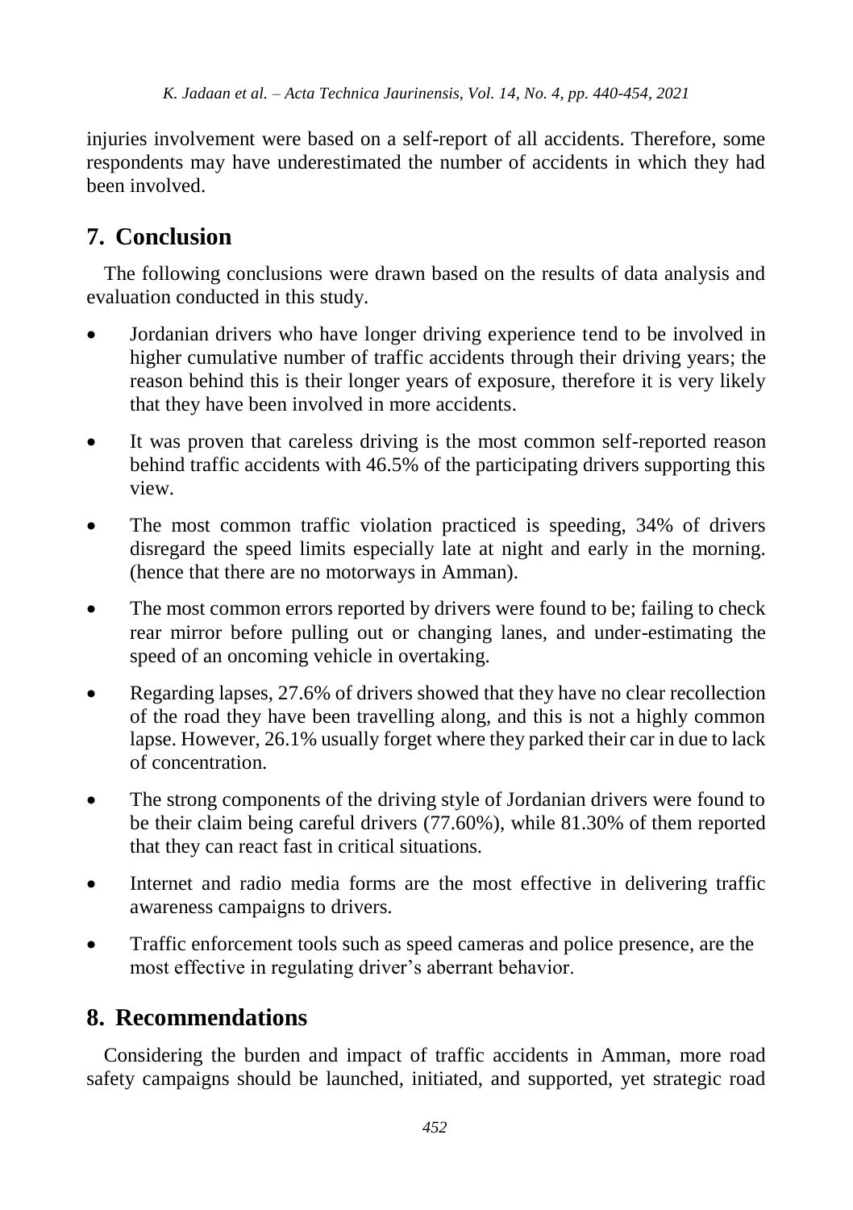injuries involvement were based on a self-report of all accidents. Therefore, some respondents may have underestimated the number of accidents in which they had been involved.

## 7. Conclusion

The following conclusions were drawn based on the results of data analysis and evaluation conducted in this study.

- Jordanian drivers who have longer driving experience tend to be involved in higher cumulative number of traffic accidents through their driving years; the reason behind this is their longer years of exposure, therefore it is very likely that they have been involved in more accidents.
- It was proven that careless driving is the most common self-reported reason behind traffic accidents with 46.5% of the participating drivers supporting this view.
- The most common traffic violation practiced is speeding, 34% of drivers disregard the speed limits especially late at night and early in the morning. (hence that there are no motorways in Amman).
- The most common errors reported by drivers were found to be; failing to check rear mirror before pulling out or changing lanes, and under-estimating the speed of an oncoming vehicle in overtaking.
- Regarding lapses, 27.6% of drivers showed that they have no clear recollection of the road they have been travelling along, and this is not a highly common lapse. However, 26.1% usually forget where they parked their car in due to lack of concentration.
- The strong components of the driving style of Jordanian drivers were found to be their claim being careful drivers (77.60%), while 81.30% of them reported that they can react fast in critical situations.
- Internet and radio media forms are the most effective in delivering traffic awareness campaigns to drivers.
- Traffic enforcement tools such as speed cameras and police presence, are the most effective in regulating driver's aberrant behavior.

## 8. Recommendations

Considering the burden and impact of traffic accidents in Amman, more road safety campaigns should be launched, initiated, and supported, yet strategic road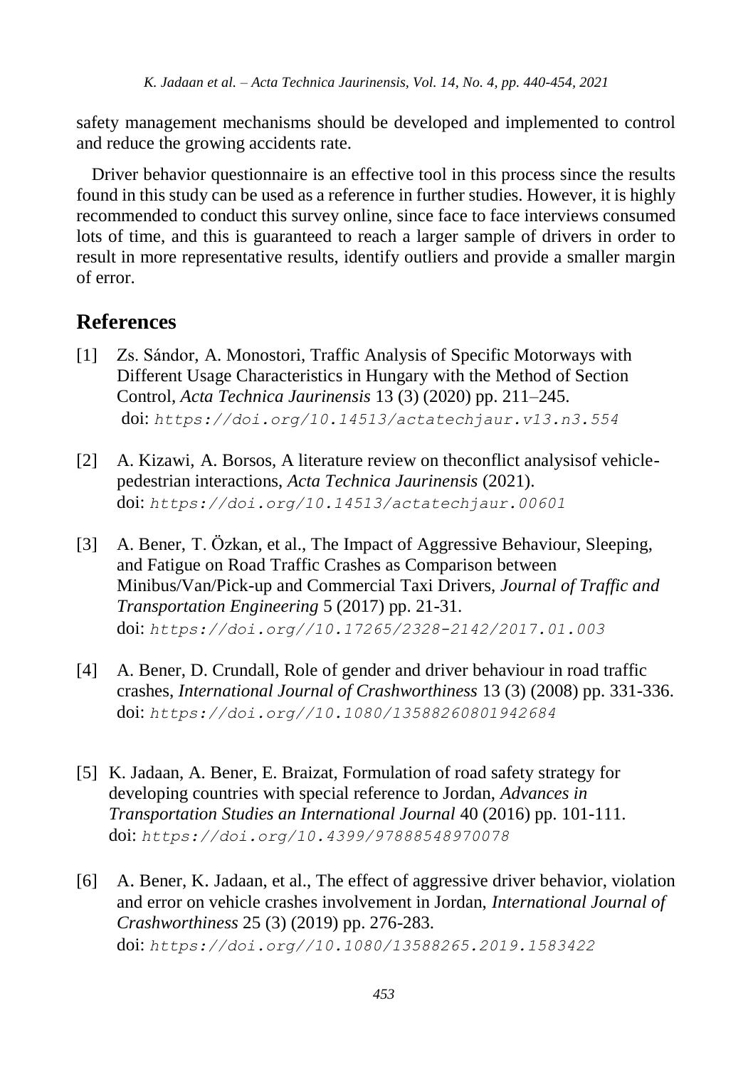safety management mechanisms should be developed and implemented to control and reduce the growing accidents rate.

Driver behavior questionnaire is an effective tool in this process since the results found in this study can be used as a reference in further studies. However, it is highly recommended to conduct this survey online, since face to face interviews consumed lots of time, and this is guaranteed to reach a larger sample of drivers in order to result in more representative results, identify outliers and provide a smaller margin of error.

## References

[1] Zs. Sándor, A. Monostori, Traffic Analysis of Specific Motorways with Different Usage Characteristics in Hungary with the Method of Section Control, *Acta Technica Jaurinensis* 13 (3) (2020) pp. 211–245. doi: `https://doi.org/10.14513/actatechjaur.v13.n3.554`

[2] A. Kizawi, A. Borsos, A literature review on theconflict analysisof vehicle-pedestrian interactions, *Acta Technica Jaurinensis* (2021). doi: `https://doi.org/10.14513/actatechjaur.00601`

[3] A. Bener, T. Özkan, et al., The Impact of Aggressive Behaviour, Sleeping, and Fatigue on Road Traffic Crashes as Comparison between Minibus/Van/Pick-up and Commercial Taxi Drivers, *Journal of Traffic and Transportation Engineering* 5 (2017) pp. 21-31. doi: `https://doi.org//10.17265/2328-2142/2017.01.003`

[4] A. Bener, D. Crundall, Role of gender and driver behaviour in road traffic crashes, *International Journal of Crashworthiness* 13 (3) (2008) pp. 331-336. doi: `https://doi.org//10.1080/13588260801942684`

[5] K. Jadaan, A. Bener, E. Braizat, Formulation of road safety strategy for developing countries with special reference to Jordan, *Advances in Transportation Studies an International Journal* 40 (2016) pp. 101-111. doi: `https://doi.org/10.4399/97888548970078`

[6] A. Bener, K. Jadaan, et al., The effect of aggressive driver behavior, violation and error on vehicle crashes involvement in Jordan, *International Journal of Crashworthiness* 25 (3) (2019) pp. 276-283. doi: `https://doi.org//10.1080/13588265.2019.1583422`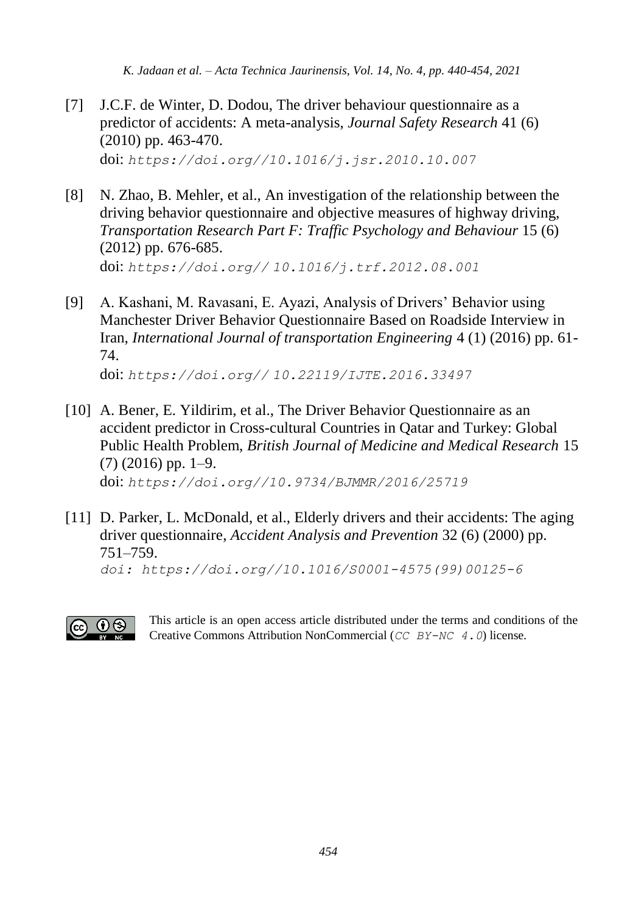[7] J.C.F. de Winter, D. Dodou, The driver behaviour questionnaire as a predictor of accidents: A meta-analysis, *Journal Safety Research* 41 (6) (2010) pp. 463-470.
doi: `https://doi.org//10.1016/j.jsr.2010.10.007`

[8] N. Zhao, B. Mehler, et al., An investigation of the relationship between the driving behavior questionnaire and objective measures of highway driving, *Transportation Research Part F: Traffic Psychology and Behaviour* 15 (6) (2012) pp. 676-685.
doi: `https://doi.org// 10.1016/j.trf.2012.08.001`

[9] A. Kashani, M. Ravasani, E. Ayazi, Analysis of Drivers' Behavior using Manchester Driver Behavior Questionnaire Based on Roadside Interview in Iran, *International Journal of transportation Engineering* 4 (1) (2016) pp. 61-74.
doi: `https://doi.org// 10.22119/IJTE.2016.33497`

[10] A. Bener, E. Yildirim, et al., The Driver Behavior Questionnaire as an accident predictor in Cross-cultural Countries in Qatar and Turkey: Global Public Health Problem, *British Journal of Medicine and Medical Research* 15 (7) (2016) pp. 1–9.
doi: `https://doi.org//10.9734/BJMMR/2016/25719`

[11] D. Parker, L. McDonald, et al., Elderly drivers and their accidents: The aging driver questionnaire, *Accident Analysis and Prevention* 32 (6) (2000) pp. 751–759.
*doi: `https://doi.org//10.1016/S0001-4575(99)00125-6`*

This article is an open access article distributed under the terms and conditions of the Creative Commons Attribution NonCommercial (`CC BY-NC 4.0`) license.